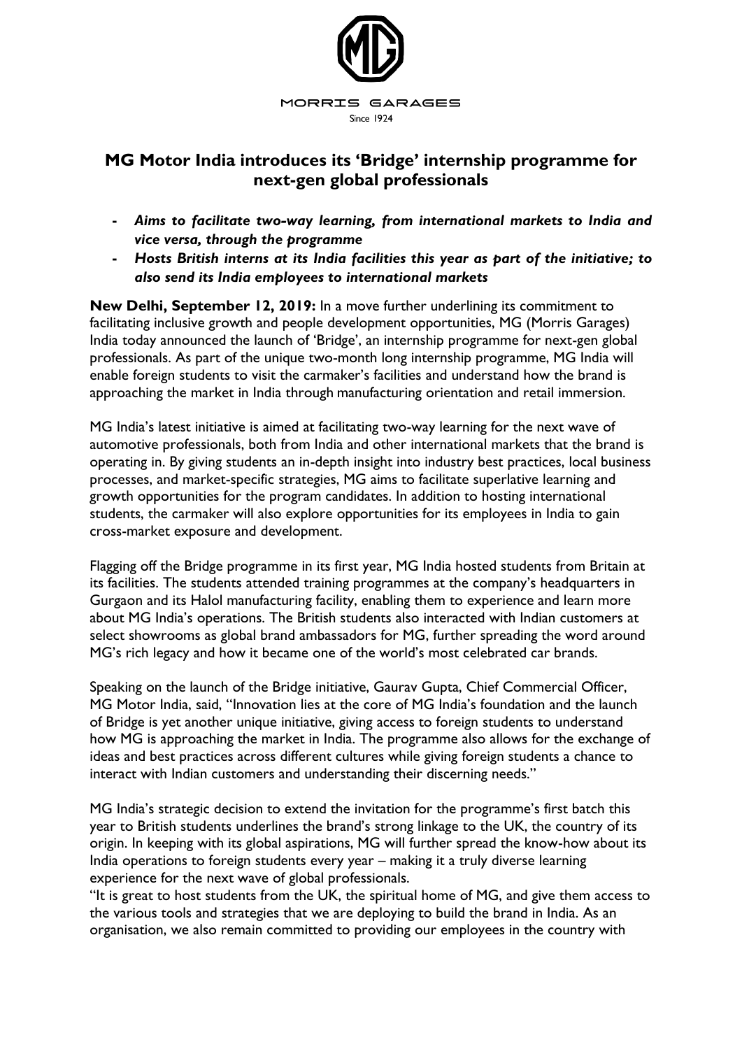MORRIS GARAGES

Since 1924

# MG Motor India introduces its 'Bridge' internship programme for next-gen global professionals

- ***Aims to facilitate two-way learning, from international markets to India and vice versa, through the programme***
- ***Hosts British interns at its India facilities this year as part of the initiative; to also send its India employees to international markets***

**New Delhi, September 12, 2019:** In a move further underlining its commitment to facilitating inclusive growth and people development opportunities, MG (Morris Garages) India today announced the launch of 'Bridge', an internship programme for next-gen global professionals. As part of the unique two-month long internship programme, MG India will enable foreign students to visit the carmaker's facilities and understand how the brand is approaching the market in India through manufacturing orientation and retail immersion.

MG India's latest initiative is aimed at facilitating two-way learning for the next wave of automotive professionals, both from India and other international markets that the brand is operating in. By giving students an in-depth insight into industry best practices, local business processes, and market-specific strategies, MG aims to facilitate superlative learning and growth opportunities for the program candidates. In addition to hosting international students, the carmaker will also explore opportunities for its employees in India to gain cross-market exposure and development.

Flagging off the Bridge programme in its first year, MG India hosted students from Britain at its facilities. The students attended training programmes at the company's headquarters in Gurgaon and its Halol manufacturing facility, enabling them to experience and learn more about MG India's operations. The British students also interacted with Indian customers at select showrooms as global brand ambassadors for MG, further spreading the word around MG's rich legacy and how it became one of the world's most celebrated car brands.

Speaking on the launch of the Bridge initiative, Gaurav Gupta, Chief Commercial Officer, MG Motor India, said, "Innovation lies at the core of MG India's foundation and the launch of Bridge is yet another unique initiative, giving access to foreign students to understand how MG is approaching the market in India. The programme also allows for the exchange of ideas and best practices across different cultures while giving foreign students a chance to interact with Indian customers and understanding their discerning needs."

MG India's strategic decision to extend the invitation for the programme's first batch this year to British students underlines the brand's strong linkage to the UK, the country of its origin. In keeping with its global aspirations, MG will further spread the know-how about its India operations to foreign students every year – making it a truly diverse learning experience for the next wave of global professionals.

"It is great to host students from the UK, the spiritual home of MG, and give them access to the various tools and strategies that we are deploying to build the brand in India. As an organisation, we also remain committed to providing our employees in the country with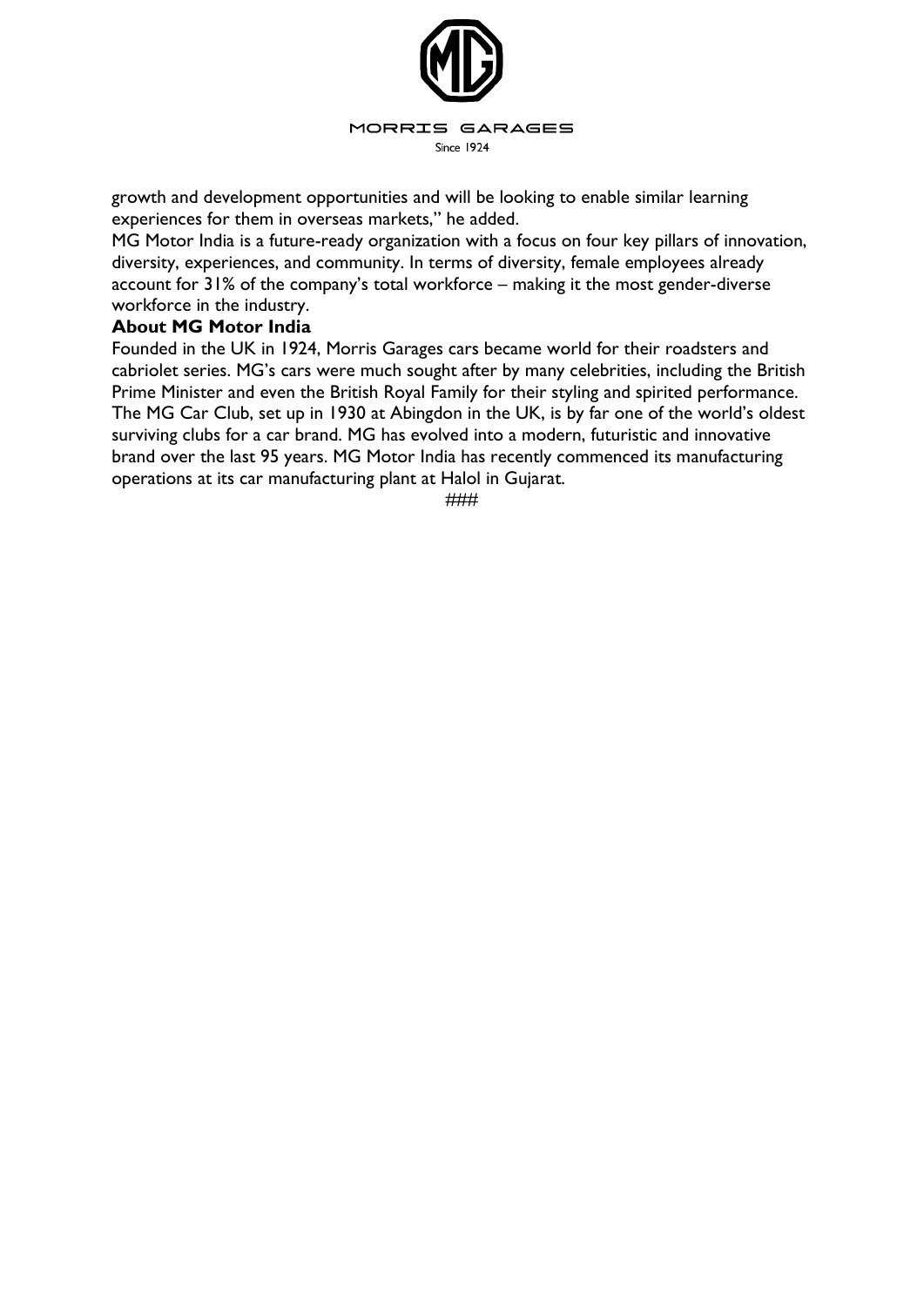growth and development opportunities and will be looking to enable similar learning experiences for them in overseas markets," he added.

MG Motor India is a future-ready organization with a focus on four key pillars of innovation, diversity, experiences, and community. In terms of diversity, female employees already account for 31% of the company's total workforce – making it the most gender-diverse workforce in the industry.

**About MG Motor India**

Founded in the UK in 1924, Morris Garages cars became world for their roadsters and cabriolet series. MG's cars were much sought after by many celebrities, including the British Prime Minister and even the British Royal Family for their styling and spirited performance. The MG Car Club, set up in 1930 at Abingdon in the UK, is by far one of the world's oldest surviving clubs for a car brand. MG has evolved into a modern, futuristic and innovative brand over the last 95 years. MG Motor India has recently commenced its manufacturing operations at its car manufacturing plant at Halol in Gujarat.

###